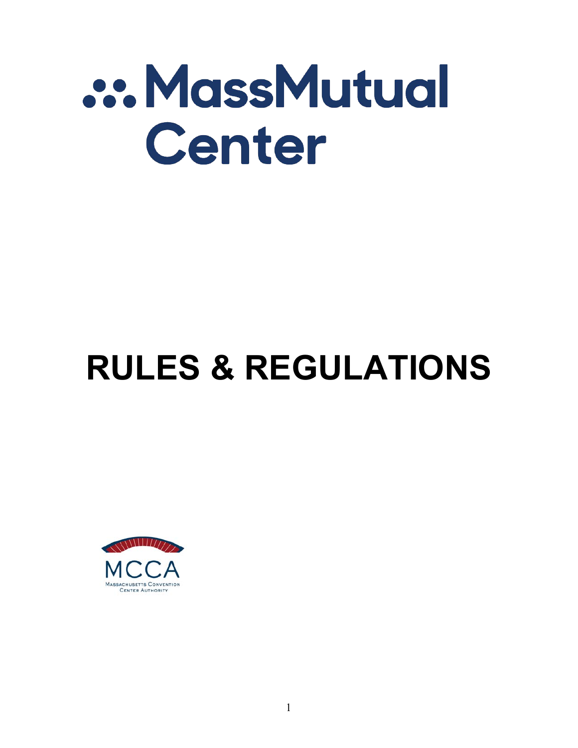# MassMutual Center

# RULES & REGULATIONS

MCCA

Massachusetts Convention Center Authority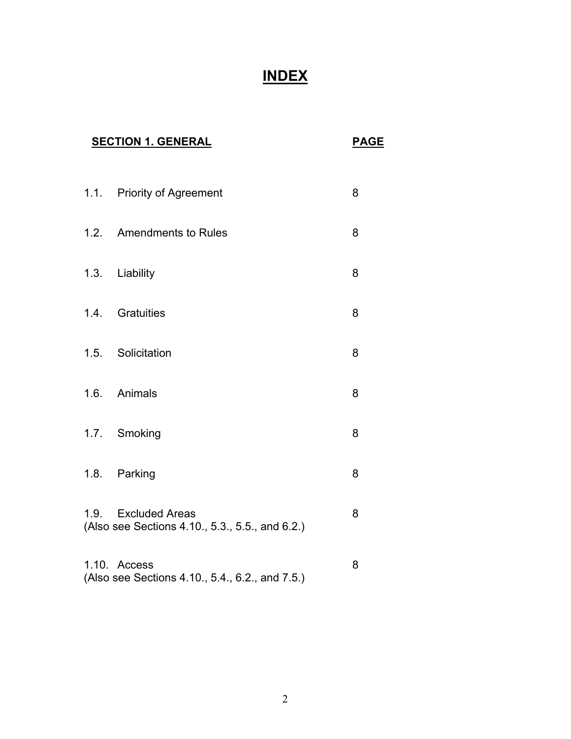# INDEX

| SECTION 1. GENERAL | PAGE |
| --- | --- |
| 1.1. Priority of Agreement | 8 |
| 1.2. Amendments to Rules | 8 |
| 1.3. Liability | 8 |
| 1.4. Gratuities | 8 |
| 1.5. Solicitation | 8 |
| 1.6. Animals | 8 |
| 1.7. Smoking | 8 |
| 1.8. Parking | 8 |
| 1.9. Excluded Areas (Also see Sections 4.10., 5.3., 5.5., and 6.2.) | 8 |
| 1.10. Access (Also see Sections 4.10., 5.4., 6.2., and 7.5.) | 8 |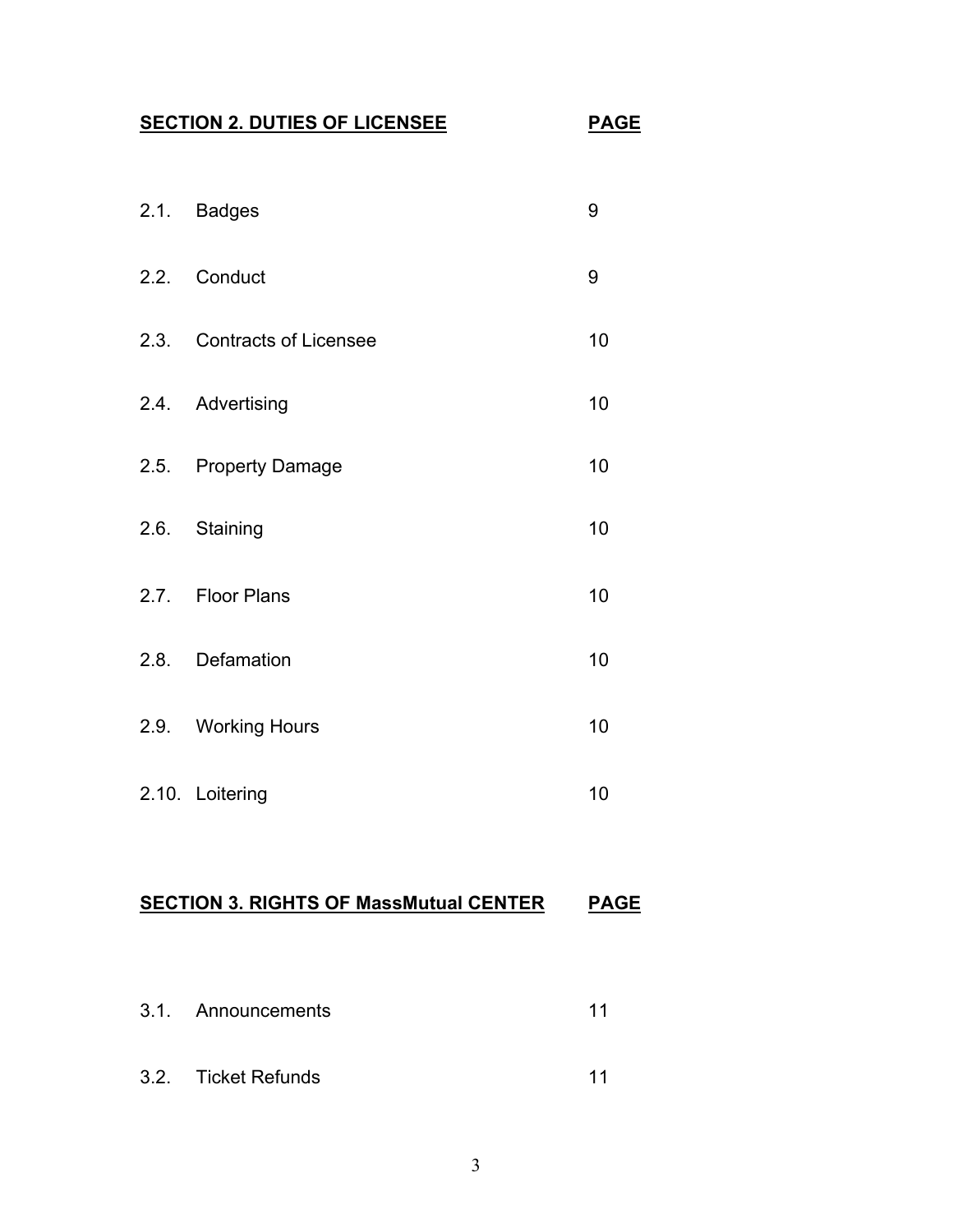| **SECTION 2. DUTIES OF LICENSEE** | | **PAGE** |
|---|---|---|
| 2.1. | Badges | 9 |
| 2.2. | Conduct | 9 |
| 2.3. | Contracts of Licensee | 10 |
| 2.4. | Advertising | 10 |
| 2.5. | Property Damage | 10 |
| 2.6. | Staining | 10 |
| 2.7. | Floor Plans | 10 |
| 2.8. | Defamation | 10 |
| 2.9. | Working Hours | 10 |
| 2.10. | Loitering | 10 |

| **SECTION 3. RIGHTS OF MassMutual CENTER** | | **PAGE** |
|---|---|---|
| 3.1. | Announcements | 11 |
| 3.2. | Ticket Refunds | 11 |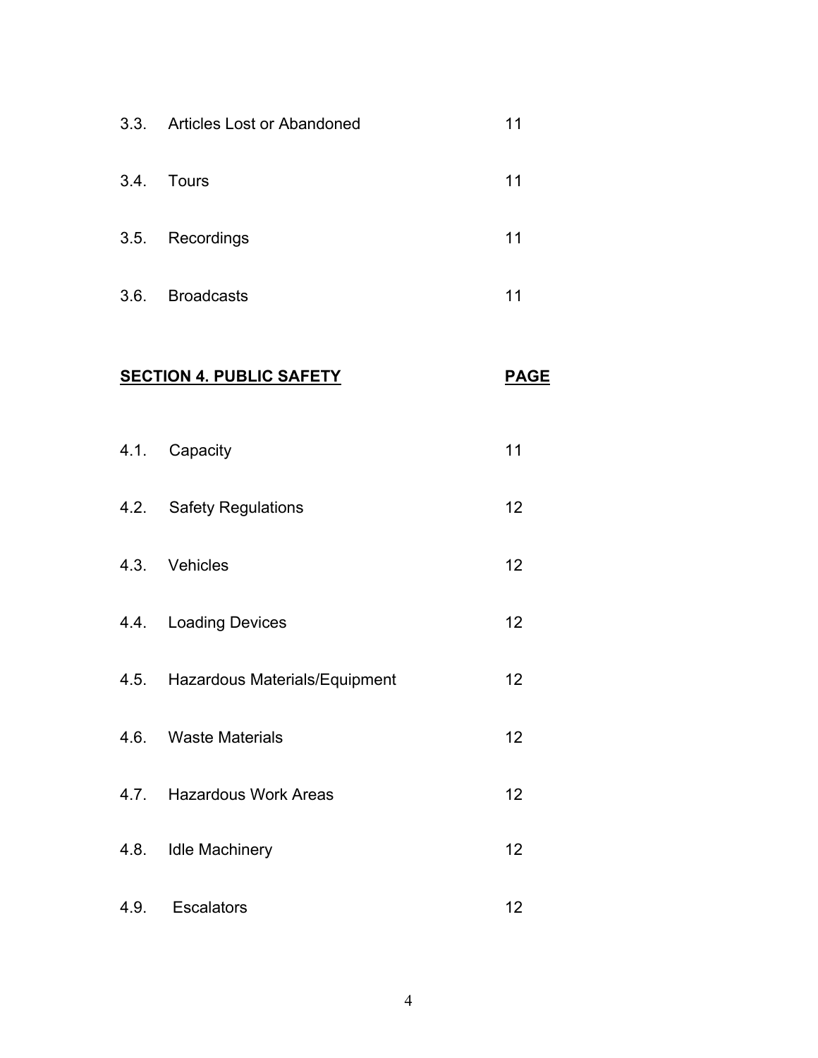| | | |
|---|---|---|
| 3.3. | Articles Lost or Abandoned | 11 |
| 3.4. | Tours | 11 |
| 3.5. | Recordings | 11 |
| 3.6. | Broadcasts | 11 |

| **SECTION 4. PUBLIC SAFETY** | | **PAGE** |
|---|---|---|
| 4.1. | Capacity | 11 |
| 4.2. | Safety Regulations | 12 |
| 4.3. | Vehicles | 12 |
| 4.4. | Loading Devices | 12 |
| 4.5. | Hazardous Materials/Equipment | 12 |
| 4.6. | Waste Materials | 12 |
| 4.7. | Hazardous Work Areas | 12 |
| 4.8. | Idle Machinery | 12 |
| 4.9. | Escalators | 12 |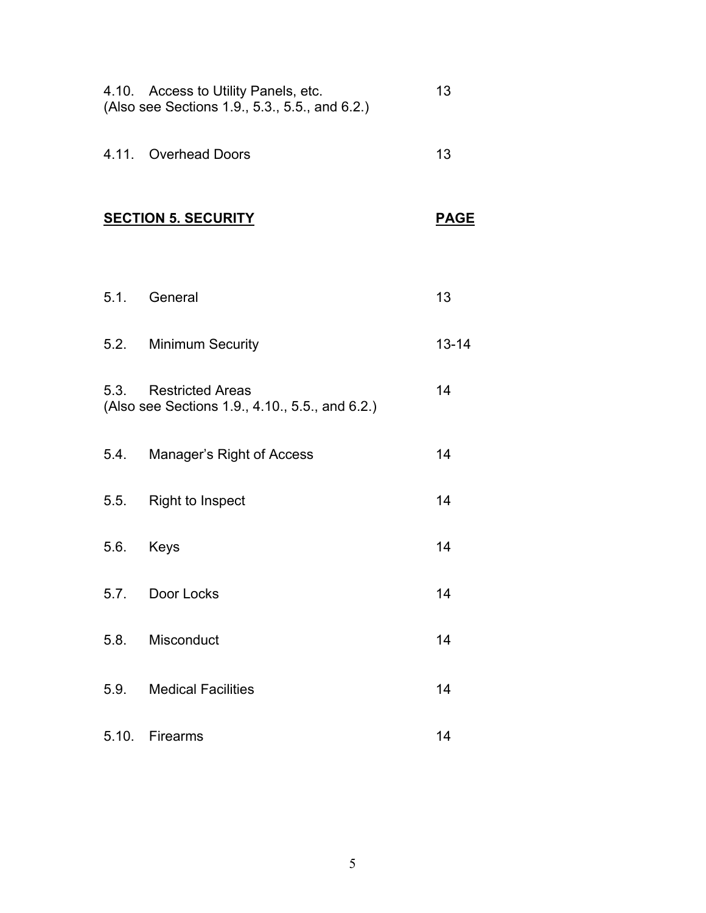| | |
|---|---|
| 4.10. Access to Utility Panels, etc.<br>(Also see Sections 1.9., 5.3., 5.5., and 6.2.) | 13 |
| 4.11. Overhead Doors | 13 |

| **SECTION 5. SECURITY** | **PAGE** |
|---|---|
| 5.1. General | 13 |
| 5.2. Minimum Security | 13-14 |
| 5.3. Restricted Areas<br>(Also see Sections 1.9., 4.10., 5.5., and 6.2.) | 14 |
| 5.4. Manager's Right of Access | 14 |
| 5.5. Right to Inspect | 14 |
| 5.6. Keys | 14 |
| 5.7. Door Locks | 14 |
| 5.8. Misconduct | 14 |
| 5.9. Medical Facilities | 14 |
| 5.10. Firearms | 14 |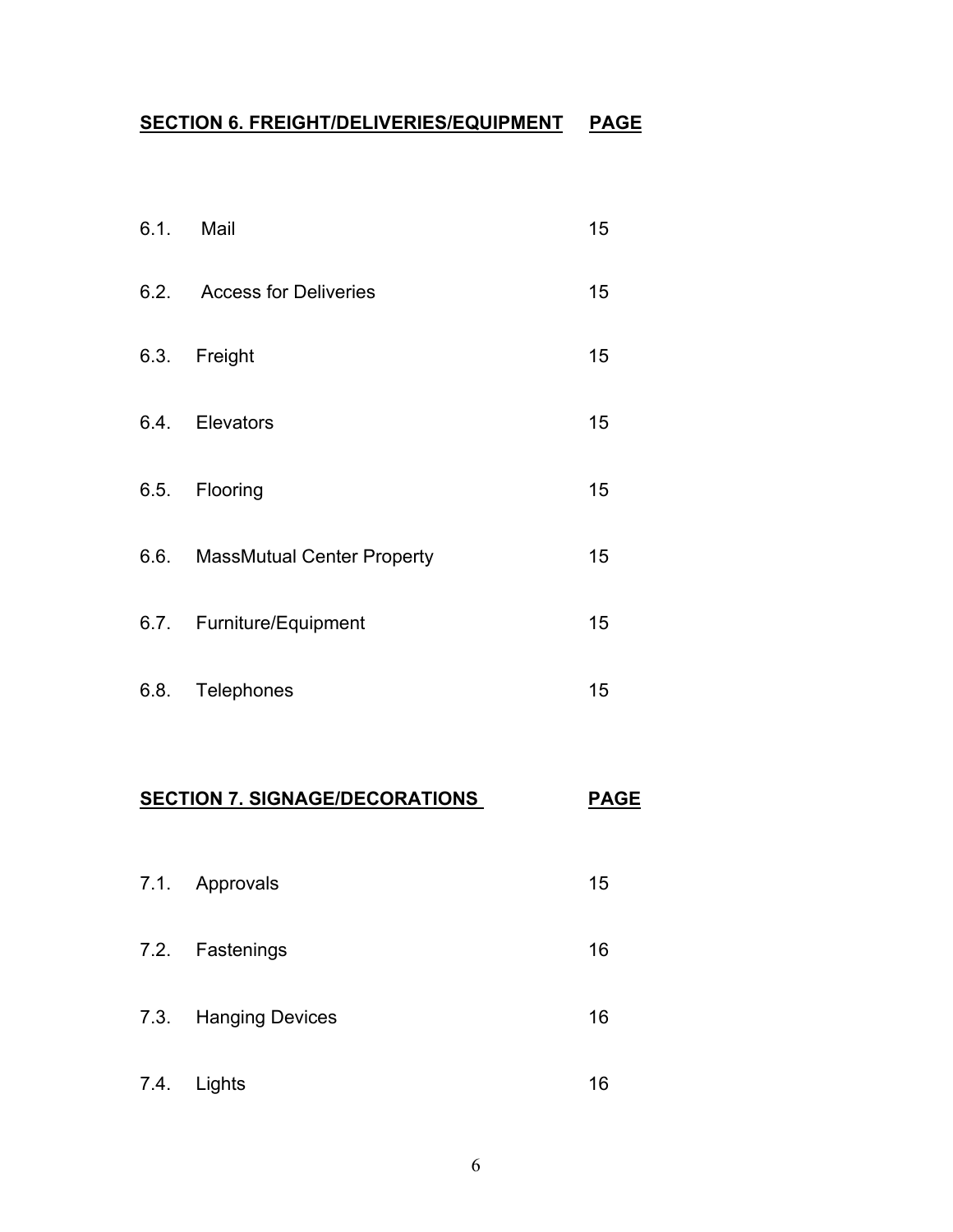| SECTION 6. FREIGHT/DELIVERIES/EQUIPMENT | | PAGE |
|---|---|---|
| 6.1. | Mail | 15 |
| 6.2. | Access for Deliveries | 15 |
| 6.3. | Freight | 15 |
| 6.4. | Elevators | 15 |
| 6.5. | Flooring | 15 |
| 6.6. | MassMutual Center Property | 15 |
| 6.7. | Furniture/Equipment | 15 |
| 6.8. | Telephones | 15 |

| SECTION 7. SIGNAGE/DECORATIONS | | PAGE |
|---|---|---|
| 7.1. | Approvals | 15 |
| 7.2. | Fastenings | 16 |
| 7.3. | Hanging Devices | 16 |
| 7.4. | Lights | 16 |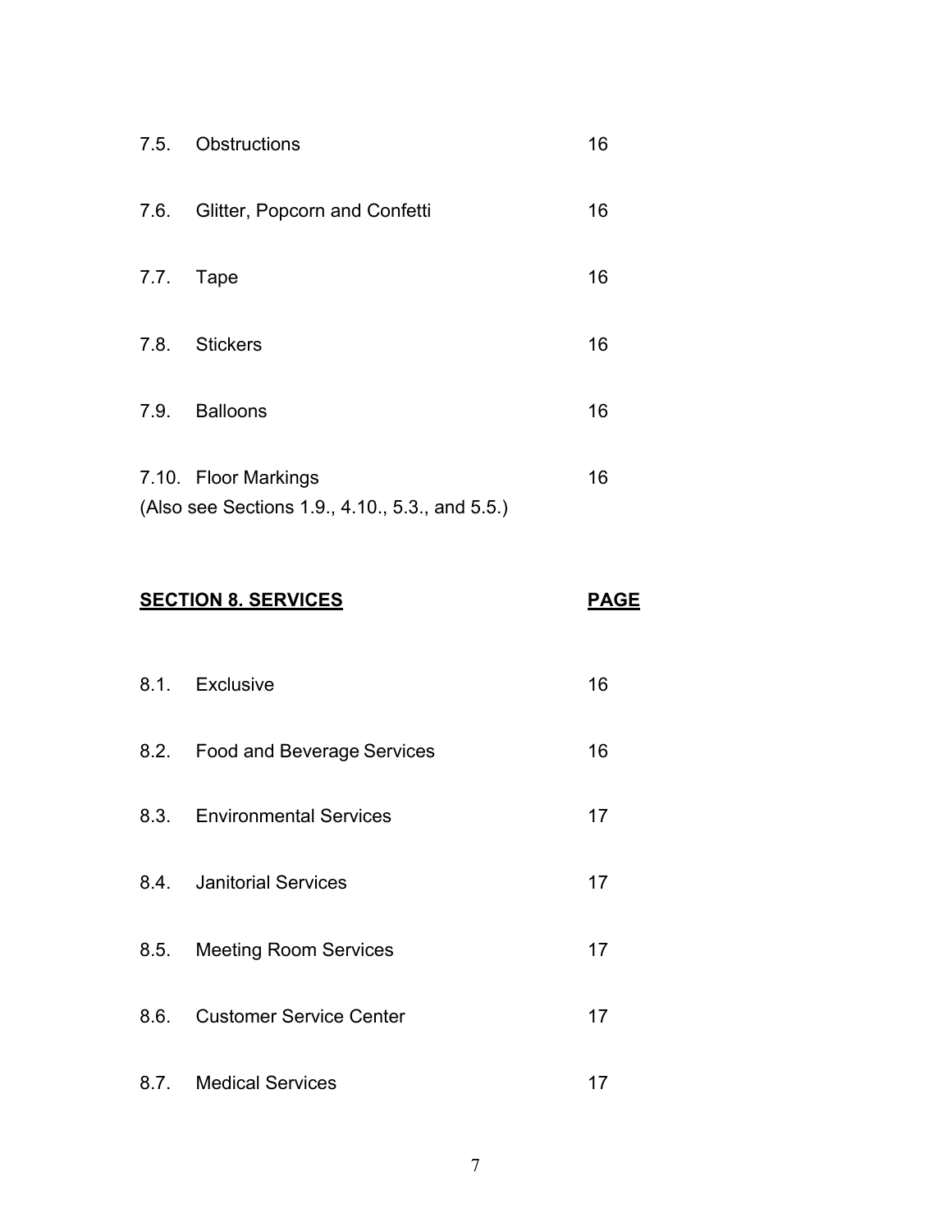| | | |
|---|---|---|
| 7.5. | Obstructions | 16 |
| 7.6. | Glitter, Popcorn and Confetti | 16 |
| 7.7. | Tape | 16 |
| 7.8. | Stickers | 16 |
| 7.9. | Balloons | 16 |
| 7.10. | Floor Markings | 16 |

(Also see Sections 1.9., 4.10., 5.3., and 5.5.)

| **SECTION 8. SERVICES** | | **PAGE** |
|---|---|---|
| 8.1. | Exclusive | 16 |
| 8.2. | Food and Beverage Services | 16 |
| 8.3. | Environmental Services | 17 |
| 8.4. | Janitorial Services | 17 |
| 8.5. | Meeting Room Services | 17 |
| 8.6. | Customer Service Center | 17 |
| 8.7. | Medical Services | 17 |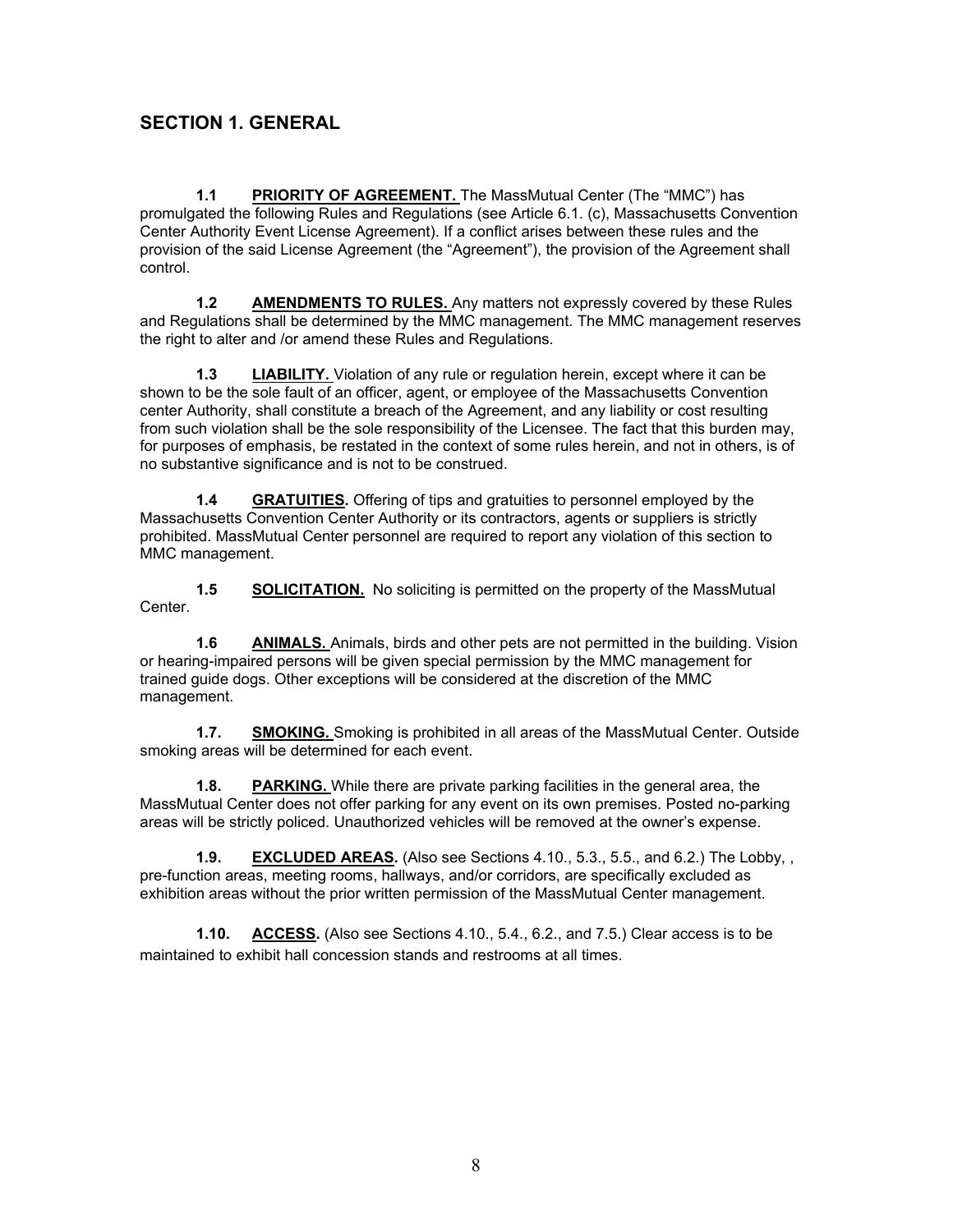## SECTION 1. GENERAL

**1.1** **PRIORITY OF AGREEMENT.** The MassMutual Center (The "MMC") has promulgated the following Rules and Regulations (see Article 6.1. (c), Massachusetts Convention Center Authority Event License Agreement). If a conflict arises between these rules and the provision of the said License Agreement (the "Agreement"), the provision of the Agreement shall control.

**1.2** **AMENDMENTS TO RULES.** Any matters not expressly covered by these Rules and Regulations shall be determined by the MMC management. The MMC management reserves the right to alter and /or amend these Rules and Regulations.

**1.3** **LIABILITY.** Violation of any rule or regulation herein, except where it can be shown to be the sole fault of an officer, agent, or employee of the Massachusetts Convention center Authority, shall constitute a breach of the Agreement, and any liability or cost resulting from such violation shall be the sole responsibility of the Licensee. The fact that this burden may, for purposes of emphasis, be restated in the context of some rules herein, and not in others, is of no substantive significance and is not to be construed.

**1.4** **GRATUITIES.** Offering of tips and gratuities to personnel employed by the Massachusetts Convention Center Authority or its contractors, agents or suppliers is strictly prohibited. MassMutual Center personnel are required to report any violation of this section to MMC management.

**1.5** **SOLICITATION.** No soliciting is permitted on the property of the MassMutual Center.

**1.6** **ANIMALS.** Animals, birds and other pets are not permitted in the building. Vision or hearing-impaired persons will be given special permission by the MMC management for trained guide dogs. Other exceptions will be considered at the discretion of the MMC management.

**1.7.** **SMOKING.** Smoking is prohibited in all areas of the MassMutual Center. Outside smoking areas will be determined for each event.

**1.8.** **PARKING.** While there are private parking facilities in the general area, the MassMutual Center does not offer parking for any event on its own premises. Posted no-parking areas will be strictly policed. Unauthorized vehicles will be removed at the owner's expense.

**1.9.** **EXCLUDED AREAS.** (Also see Sections 4.10., 5.3., 5.5., and 6.2.) The Lobby, , pre-function areas, meeting rooms, hallways, and/or corridors, are specifically excluded as exhibition areas without the prior written permission of the MassMutual Center management.

**1.10.** **ACCESS.** (Also see Sections 4.10., 5.4., 6.2., and 7.5.) Clear access is to be maintained to exhibit hall concession stands and restrooms at all times.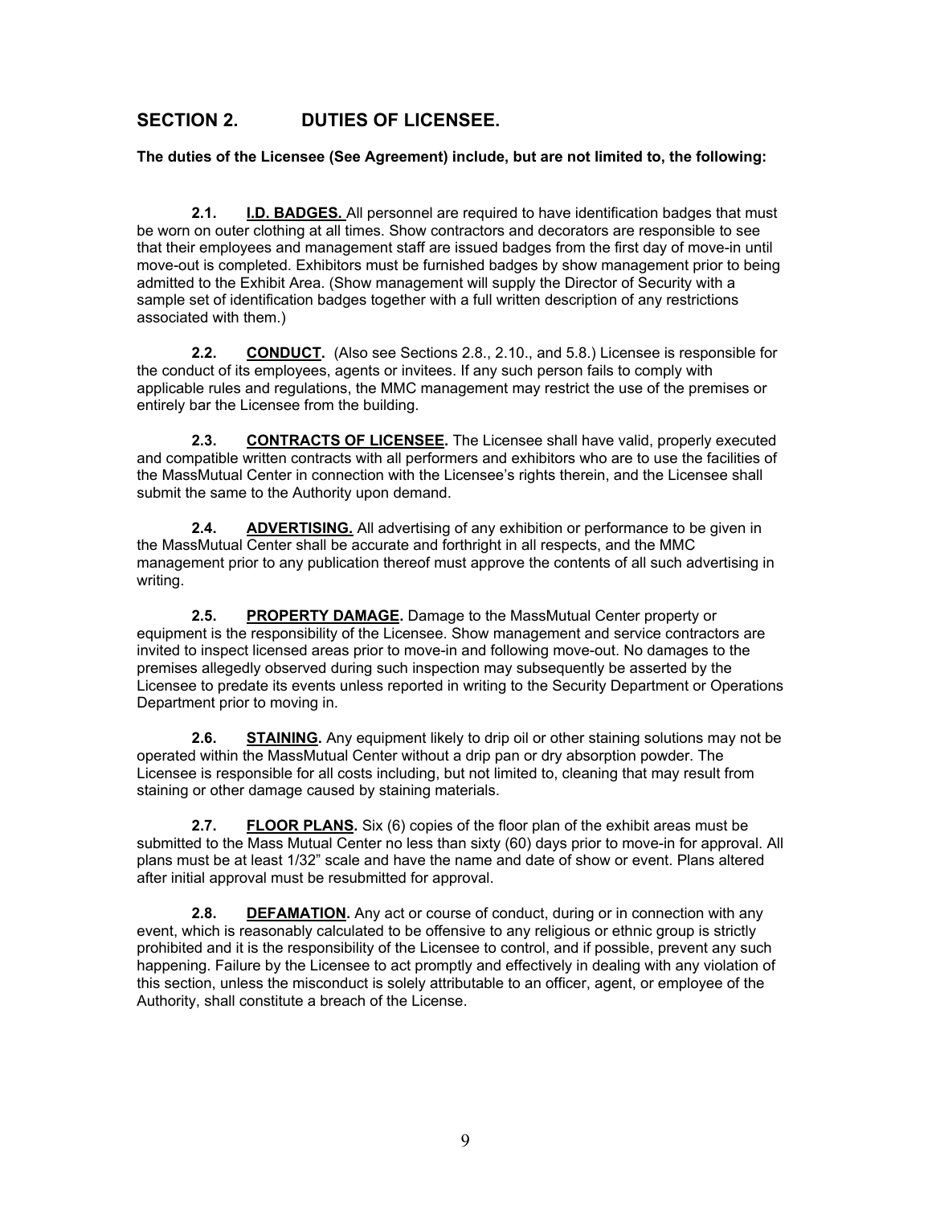## SECTION 2. DUTIES OF LICENSEE.

**The duties of the Licensee (See Agreement) include, but are not limited to, the following:**

**2.1. I.D. BADGES.** All personnel are required to have identification badges that must be worn on outer clothing at all times. Show contractors and decorators are responsible to see that their employees and management staff are issued badges from the first day of move-in until move-out is completed. Exhibitors must be furnished badges by show management prior to being admitted to the Exhibit Area. (Show management will supply the Director of Security with a sample set of identification badges together with a full written description of any restrictions associated with them.)

**2.2. CONDUCT.** (Also see Sections 2.8., 2.10., and 5.8.) Licensee is responsible for the conduct of its employees, agents or invitees. If any such person fails to comply with applicable rules and regulations, the MMC management may restrict the use of the premises or entirely bar the Licensee from the building.

**2.3. CONTRACTS OF LICENSEE.** The Licensee shall have valid, properly executed and compatible written contracts with all performers and exhibitors who are to use the facilities of the MassMutual Center in connection with the Licensee's rights therein, and the Licensee shall submit the same to the Authority upon demand.

**2.4. ADVERTISING.** All advertising of any exhibition or performance to be given in the MassMutual Center shall be accurate and forthright in all respects, and the MMC management prior to any publication thereof must approve the contents of all such advertising in writing.

**2.5. PROPERTY DAMAGE.** Damage to the MassMutual Center property or equipment is the responsibility of the Licensee. Show management and service contractors are invited to inspect licensed areas prior to move-in and following move-out. No damages to the premises allegedly observed during such inspection may subsequently be asserted by the Licensee to predate its events unless reported in writing to the Security Department or Operations Department prior to moving in.

**2.6. STAINING.** Any equipment likely to drip oil or other staining solutions may not be operated within the MassMutual Center without a drip pan or dry absorption powder. The Licensee is responsible for all costs including, but not limited to, cleaning that may result from staining or other damage caused by staining materials.

**2.7. FLOOR PLANS.** Six (6) copies of the floor plan of the exhibit areas must be submitted to the Mass Mutual Center no less than sixty (60) days prior to move-in for approval. All plans must be at least 1/32" scale and have the name and date of show or event. Plans altered after initial approval must be resubmitted for approval.

**2.8. DEFAMATION.** Any act or course of conduct, during or in connection with any event, which is reasonably calculated to be offensive to any religious or ethnic group is strictly prohibited and it is the responsibility of the Licensee to control, and if possible, prevent any such happening. Failure by the Licensee to act promptly and effectively in dealing with any violation of this section, unless the misconduct is solely attributable to an officer, agent, or employee of the Authority, shall constitute a breach of the License.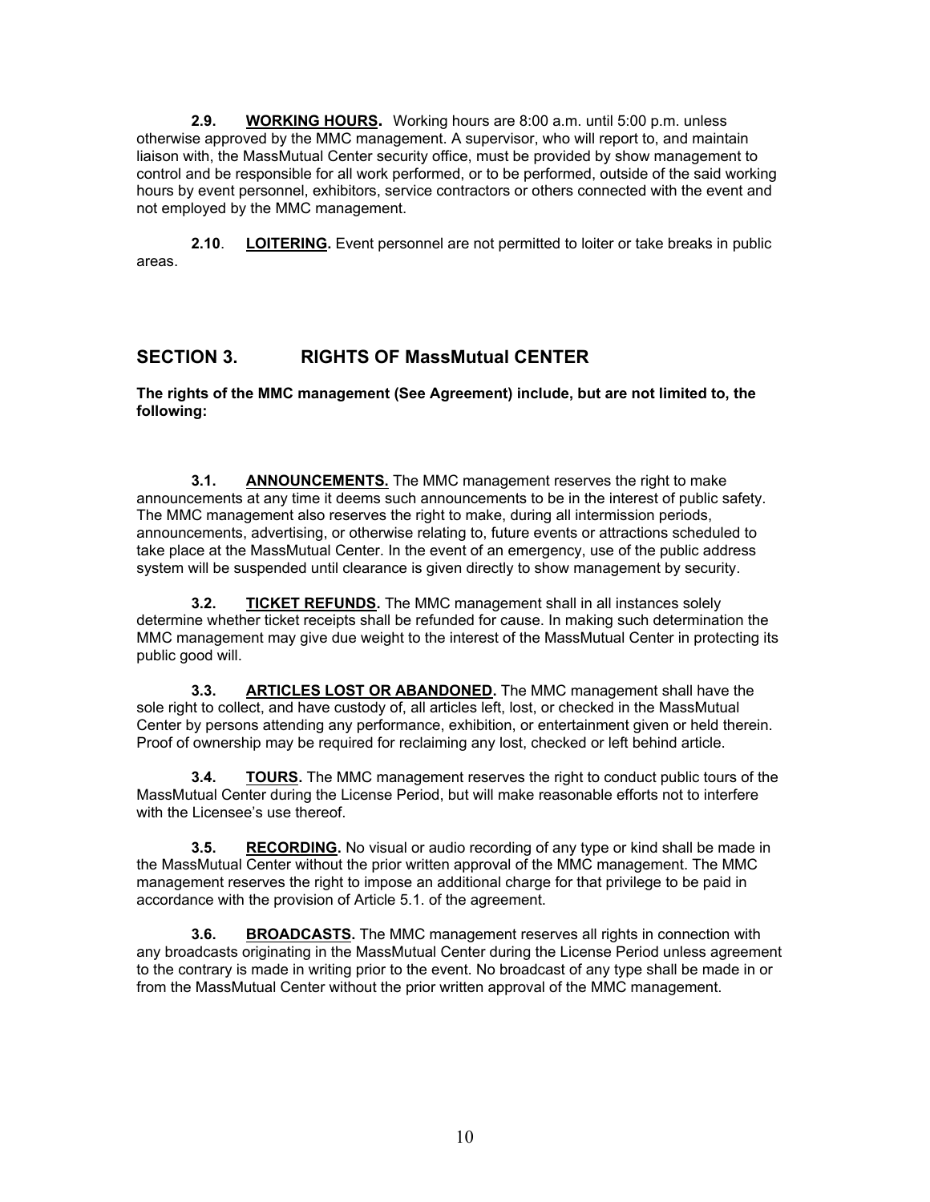**2.9. <u>WORKING HOURS</u>.** Working hours are 8:00 a.m. until 5:00 p.m. unless otherwise approved by the MMC management. A supervisor, who will report to, and maintain liaison with, the MassMutual Center security office, must be provided by show management to control and be responsible for all work performed, or to be performed, outside of the said working hours by event personnel, exhibitors, service contractors or others connected with the event and not employed by the MMC management.

**2.10**. **<u>LOITERING</u>.** Event personnel are not permitted to loiter or take breaks in public areas.

## SECTION 3. RIGHTS OF MassMutual CENTER

**The rights of the MMC management (See Agreement) include, but are not limited to, the following:**

**3.1. <u>ANNOUNCEMENTS.</u>** The MMC management reserves the right to make announcements at any time it deems such announcements to be in the interest of public safety. The MMC management also reserves the right to make, during all intermission periods, announcements, advertising, or otherwise relating to, future events or attractions scheduled to take place at the MassMutual Center. In the event of an emergency, use of the public address system will be suspended until clearance is given directly to show management by security.

**3.2. <u>TICKET REFUNDS</u>.** The MMC management shall in all instances solely determine whether ticket receipts shall be refunded for cause. In making such determination the MMC management may give due weight to the interest of the MassMutual Center in protecting its public good will.

**3.3. <u>ARTICLES LOST OR ABANDONED</u>.** The MMC management shall have the sole right to collect, and have custody of, all articles left, lost, or checked in the MassMutual Center by persons attending any performance, exhibition, or entertainment given or held therein. Proof of ownership may be required for reclaiming any lost, checked or left behind article.

**3.4. <u>TOURS</u>.** The MMC management reserves the right to conduct public tours of the MassMutual Center during the License Period, but will make reasonable efforts not to interfere with the Licensee's use thereof.

**3.5. <u>RECORDING</u>.** No visual or audio recording of any type or kind shall be made in the MassMutual Center without the prior written approval of the MMC management. The MMC management reserves the right to impose an additional charge for that privilege to be paid in accordance with the provision of Article 5.1. of the agreement.

**3.6. <u>BROADCASTS</u>.** The MMC management reserves all rights in connection with any broadcasts originating in the MassMutual Center during the License Period unless agreement to the contrary is made in writing prior to the event. No broadcast of any type shall be made in or from the MassMutual Center without the prior written approval of the MMC management.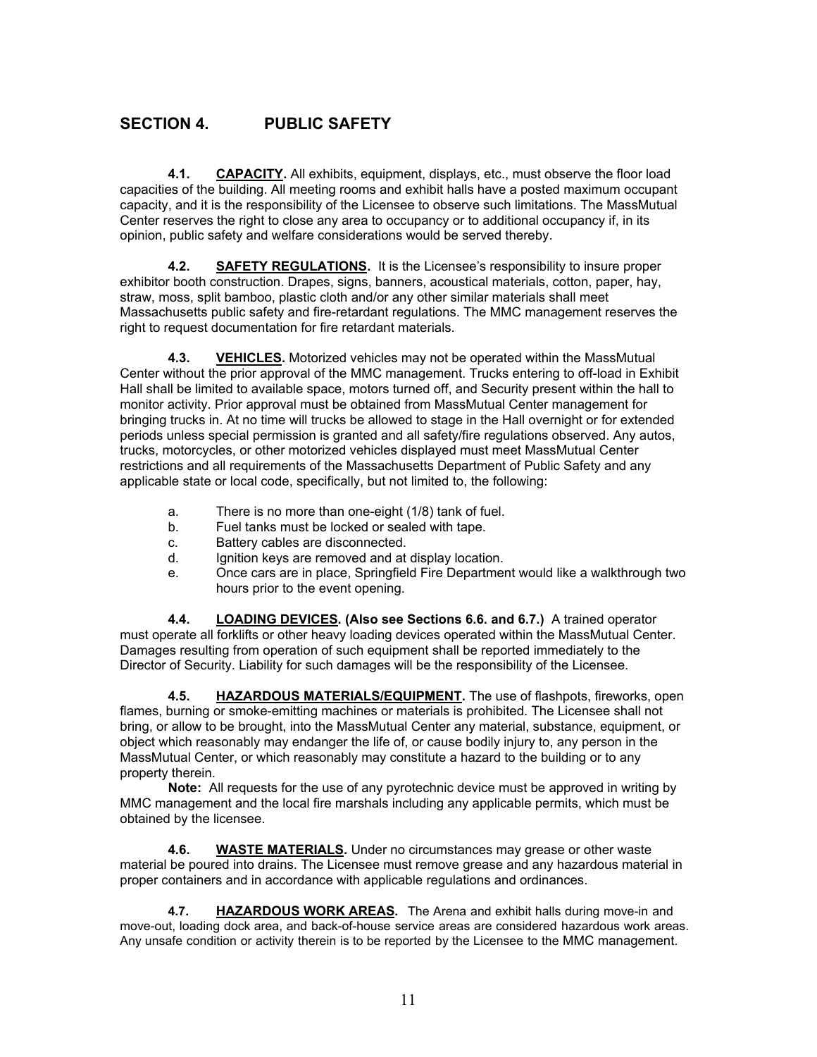## SECTION 4. PUBLIC SAFETY

**4.1. <u>CAPACITY</u>.** All exhibits, equipment, displays, etc., must observe the floor load capacities of the building. All meeting rooms and exhibit halls have a posted maximum occupant capacity, and it is the responsibility of the Licensee to observe such limitations. The MassMutual Center reserves the right to close any area to occupancy or to additional occupancy if, in its opinion, public safety and welfare considerations would be served thereby.

**4.2. <u>SAFETY REGULATIONS</u>.** It is the Licensee's responsibility to insure proper exhibitor booth construction. Drapes, signs, banners, acoustical materials, cotton, paper, hay, straw, moss, split bamboo, plastic cloth and/or any other similar materials shall meet Massachusetts public safety and fire-retardant regulations. The MMC management reserves the right to request documentation for fire retardant materials.

**4.3. <u>VEHICLES</u>.** Motorized vehicles may not be operated within the MassMutual Center without the prior approval of the MMC management. Trucks entering to off-load in Exhibit Hall shall be limited to available space, motors turned off, and Security present within the hall to monitor activity. Prior approval must be obtained from MassMutual Center management for bringing trucks in. At no time will trucks be allowed to stage in the Hall overnight or for extended periods unless special permission is granted and all safety/fire regulations observed. Any autos, trucks, motorcycles, or other motorized vehicles displayed must meet MassMutual Center restrictions and all requirements of the Massachusetts Department of Public Safety and any applicable state or local code, specifically, but not limited to, the following:

a. There is no more than one-eight (1/8) tank of fuel.
b. Fuel tanks must be locked or sealed with tape.
c. Battery cables are disconnected.
d. Ignition keys are removed and at display location.
e. Once cars are in place, Springfield Fire Department would like a walkthrough two hours prior to the event opening.

**4.4. <u>LOADING DEVICES</u>. (Also see Sections 6.6. and 6.7.)** A trained operator must operate all forklifts or other heavy loading devices operated within the MassMutual Center. Damages resulting from operation of such equipment shall be reported immediately to the Director of Security. Liability for such damages will be the responsibility of the Licensee.

**4.5. <u>HAZARDOUS MATERIALS/EQUIPMENT</u>.** The use of flashpots, fireworks, open flames, burning or smoke-emitting machines or materials is prohibited. The Licensee shall not bring, or allow to be brought, into the MassMutual Center any material, substance, equipment, or object which reasonably may endanger the life of, or cause bodily injury to, any person in the MassMutual Center, or which reasonably may constitute a hazard to the building or to any property therein.

**Note:** All requests for the use of any pyrotechnic device must be approved in writing by MMC management and the local fire marshals including any applicable permits, which must be obtained by the licensee.

**4.6. <u>WASTE MATERIALS</u>.** Under no circumstances may grease or other waste material be poured into drains. The Licensee must remove grease and any hazardous material in proper containers and in accordance with applicable regulations and ordinances.

**4.7. <u>HAZARDOUS WORK AREAS</u>.** The Arena and exhibit halls during move-in and move-out, loading dock area, and back-of-house service areas are considered hazardous work areas. Any unsafe condition or activity therein is to be reported by the Licensee to the MMC management.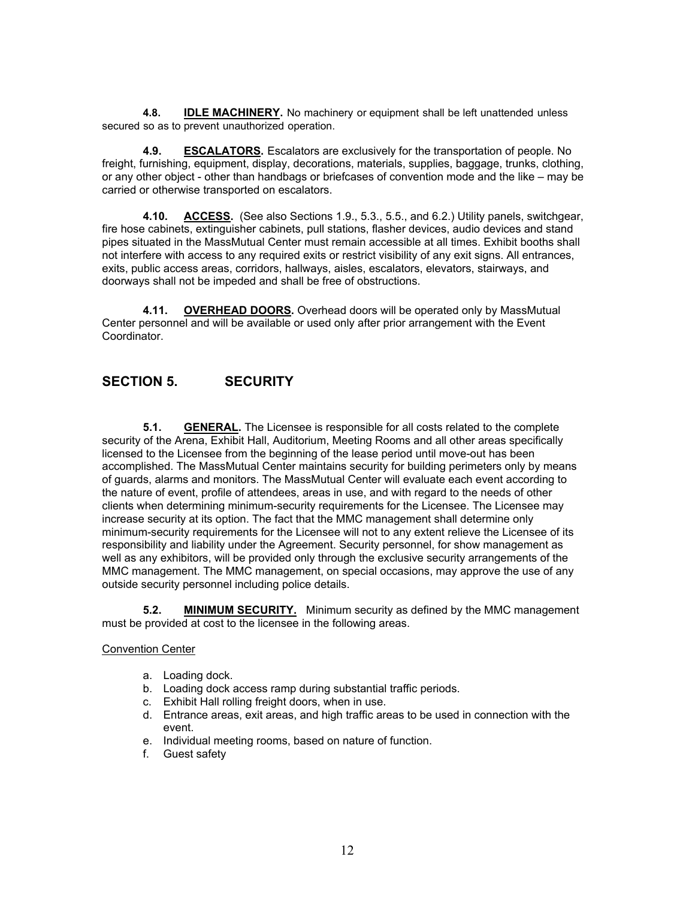**4.8. IDLE MACHINERY.** No machinery or equipment shall be left unattended unless secured so as to prevent unauthorized operation.

**4.9. ESCALATORS.** Escalators are exclusively for the transportation of people. No freight, furnishing, equipment, display, decorations, materials, supplies, baggage, trunks, clothing, or any other object - other than handbags or briefcases of convention mode and the like – may be carried or otherwise transported on escalators.

**4.10. ACCESS.** (See also Sections 1.9., 5.3., 5.5., and 6.2.) Utility panels, switchgear, fire hose cabinets, extinguisher cabinets, pull stations, flasher devices, audio devices and stand pipes situated in the MassMutual Center must remain accessible at all times. Exhibit booths shall not interfere with access to any required exits or restrict visibility of any exit signs. All entrances, exits, public access areas, corridors, hallways, aisles, escalators, elevators, stairways, and doorways shall not be impeded and shall be free of obstructions.

**4.11. OVERHEAD DOORS.** Overhead doors will be operated only by MassMutual Center personnel and will be available or used only after prior arrangement with the Event Coordinator.

## SECTION 5. SECURITY

**5.1. GENERAL.** The Licensee is responsible for all costs related to the complete security of the Arena, Exhibit Hall, Auditorium, Meeting Rooms and all other areas specifically licensed to the Licensee from the beginning of the lease period until move-out has been accomplished. The MassMutual Center maintains security for building perimeters only by means of guards, alarms and monitors. The MassMutual Center will evaluate each event according to the nature of event, profile of attendees, areas in use, and with regard to the needs of other clients when determining minimum-security requirements for the Licensee. The Licensee may increase security at its option. The fact that the MMC management shall determine only minimum-security requirements for the Licensee will not to any extent relieve the Licensee of its responsibility and liability under the Agreement. Security personnel, for show management as well as any exhibitors, will be provided only through the exclusive security arrangements of the MMC management. The MMC management, on special occasions, may approve the use of any outside security personnel including police details.

**5.2. MINIMUM SECURITY.** Minimum security as defined by the MMC management must be provided at cost to the licensee in the following areas.

Convention Center

a. Loading dock.
b. Loading dock access ramp during substantial traffic periods.
c. Exhibit Hall rolling freight doors, when in use.
d. Entrance areas, exit areas, and high traffic areas to be used in connection with the event.
e. Individual meeting rooms, based on nature of function.
f. Guest safety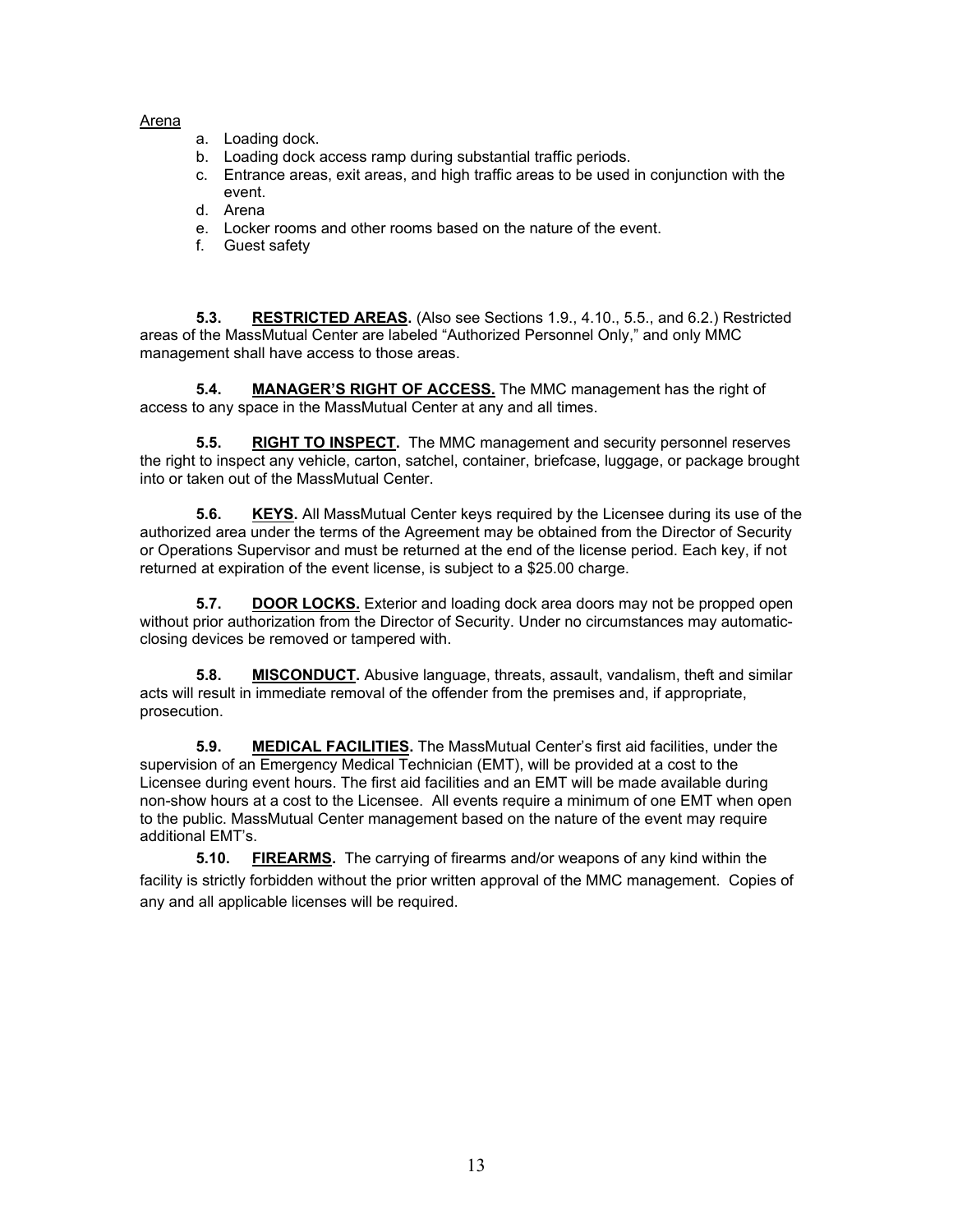Arena

a. Loading dock.
b. Loading dock access ramp during substantial traffic periods.
c. Entrance areas, exit areas, and high traffic areas to be used in conjunction with the event.
d. Arena
e. Locker rooms and other rooms based on the nature of the event.
f. Guest safety

**5.3. RESTRICTED AREAS.** (Also see Sections 1.9., 4.10., 5.5., and 6.2.) Restricted areas of the MassMutual Center are labeled "Authorized Personnel Only," and only MMC management shall have access to those areas.

**5.4. MANAGER'S RIGHT OF ACCESS.** The MMC management has the right of access to any space in the MassMutual Center at any and all times.

**5.5. RIGHT TO INSPECT.** The MMC management and security personnel reserves the right to inspect any vehicle, carton, satchel, container, briefcase, luggage, or package brought into or taken out of the MassMutual Center.

**5.6. KEYS.** All MassMutual Center keys required by the Licensee during its use of the authorized area under the terms of the Agreement may be obtained from the Director of Security or Operations Supervisor and must be returned at the end of the license period. Each key, if not returned at expiration of the event license, is subject to a $25.00 charge.

**5.7. DOOR LOCKS.** Exterior and loading dock area doors may not be propped open without prior authorization from the Director of Security. Under no circumstances may automatic-closing devices be removed or tampered with.

**5.8. MISCONDUCT.** Abusive language, threats, assault, vandalism, theft and similar acts will result in immediate removal of the offender from the premises and, if appropriate, prosecution.

**5.9. MEDICAL FACILITIES.** The MassMutual Center's first aid facilities, under the supervision of an Emergency Medical Technician (EMT), will be provided at a cost to the Licensee during event hours. The first aid facilities and an EMT will be made available during non-show hours at a cost to the Licensee. All events require a minimum of one EMT when open to the public. MassMutual Center management based on the nature of the event may require additional EMT's.

**5.10. FIREARMS.** The carrying of firearms and/or weapons of any kind within the facility is strictly forbidden without the prior written approval of the MMC management. Copies of any and all applicable licenses will be required.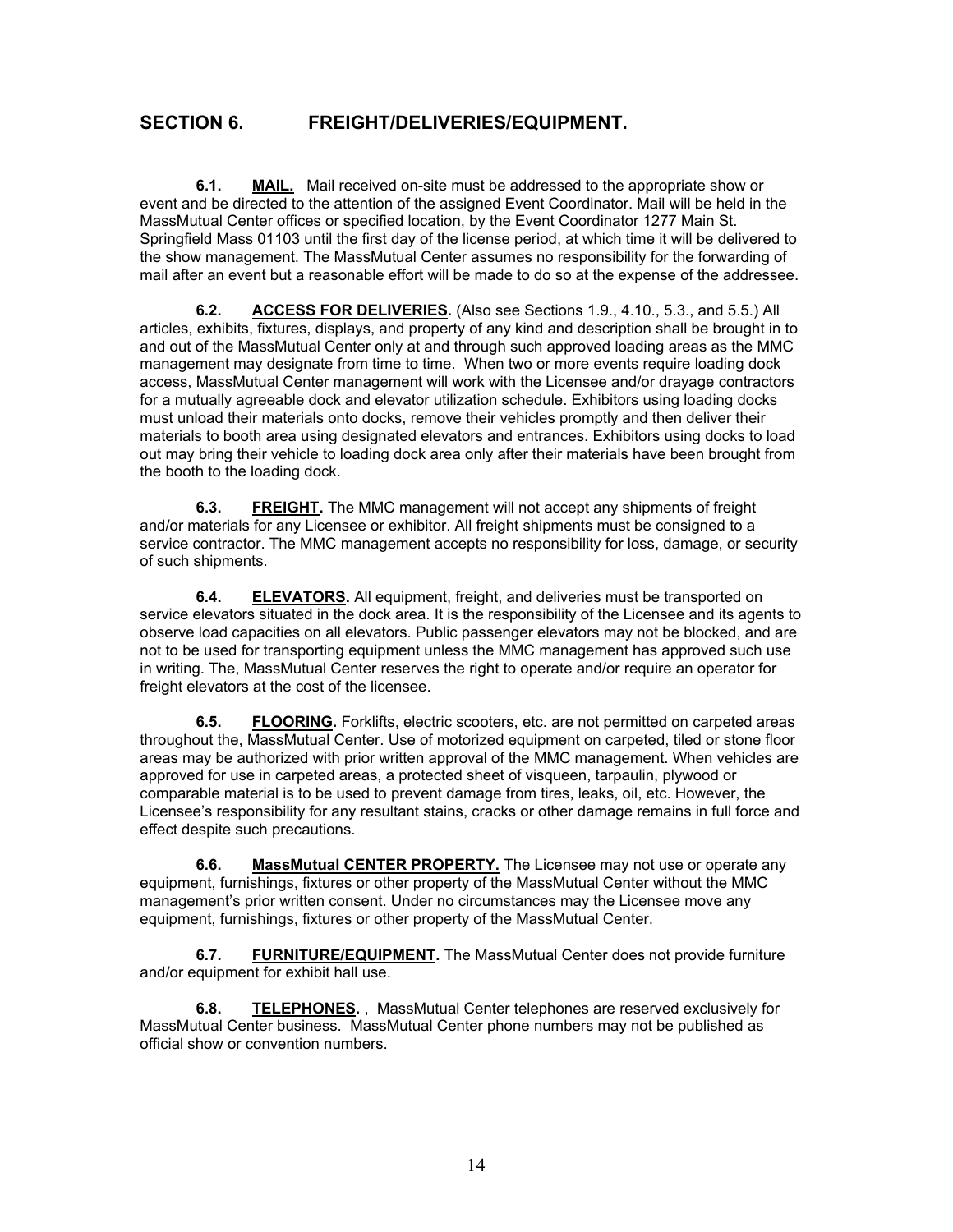## SECTION 6. FREIGHT/DELIVERIES/EQUIPMENT.

**6.1. <u>MAIL.</u>** Mail received on-site must be addressed to the appropriate show or event and be directed to the attention of the assigned Event Coordinator. Mail will be held in the MassMutual Center offices or specified location, by the Event Coordinator 1277 Main St. Springfield Mass 01103 until the first day of the license period, at which time it will be delivered to the show management. The MassMutual Center assumes no responsibility for the forwarding of mail after an event but a reasonable effort will be made to do so at the expense of the addressee.

**6.2. <u>ACCESS FOR DELIVERIES</u>.** (Also see Sections 1.9., 4.10., 5.3., and 5.5.) All articles, exhibits, fixtures, displays, and property of any kind and description shall be brought in to and out of the MassMutual Center only at and through such approved loading areas as the MMC management may designate from time to time. When two or more events require loading dock access, MassMutual Center management will work with the Licensee and/or drayage contractors for a mutually agreeable dock and elevator utilization schedule. Exhibitors using loading docks must unload their materials onto docks, remove their vehicles promptly and then deliver their materials to booth area using designated elevators and entrances. Exhibitors using docks to load out may bring their vehicle to loading dock area only after their materials have been brought from the booth to the loading dock.

**6.3. <u>FREIGHT</u>.** The MMC management will not accept any shipments of freight and/or materials for any Licensee or exhibitor. All freight shipments must be consigned to a service contractor. The MMC management accepts no responsibility for loss, damage, or security of such shipments.

**6.4. <u>ELEVATORS</u>.** All equipment, freight, and deliveries must be transported on service elevators situated in the dock area. It is the responsibility of the Licensee and its agents to observe load capacities on all elevators. Public passenger elevators may not be blocked, and are not to be used for transporting equipment unless the MMC management has approved such use in writing. The, MassMutual Center reserves the right to operate and/or require an operator for freight elevators at the cost of the licensee.

**6.5. <u>FLOORING</u>.** Forklifts, electric scooters, etc. are not permitted on carpeted areas throughout the, MassMutual Center. Use of motorized equipment on carpeted, tiled or stone floor areas may be authorized with prior written approval of the MMC management. When vehicles are approved for use in carpeted areas, a protected sheet of visqueen, tarpaulin, plywood or comparable material is to be used to prevent damage from tires, leaks, oil, etc. However, the Licensee's responsibility for any resultant stains, cracks or other damage remains in full force and effect despite such precautions.

**6.6. <u>MassMutual CENTER PROPERTY.</u>** The Licensee may not use or operate any equipment, furnishings, fixtures or other property of the MassMutual Center without the MMC management's prior written consent. Under no circumstances may the Licensee move any equipment, furnishings, fixtures or other property of the MassMutual Center.

**6.7. <u>FURNITURE/EQUIPMENT</u>.** The MassMutual Center does not provide furniture and/or equipment for exhibit hall use.

**6.8. <u>TELEPHONES</u>.** , MassMutual Center telephones are reserved exclusively for MassMutual Center business. MassMutual Center phone numbers may not be published as official show or convention numbers.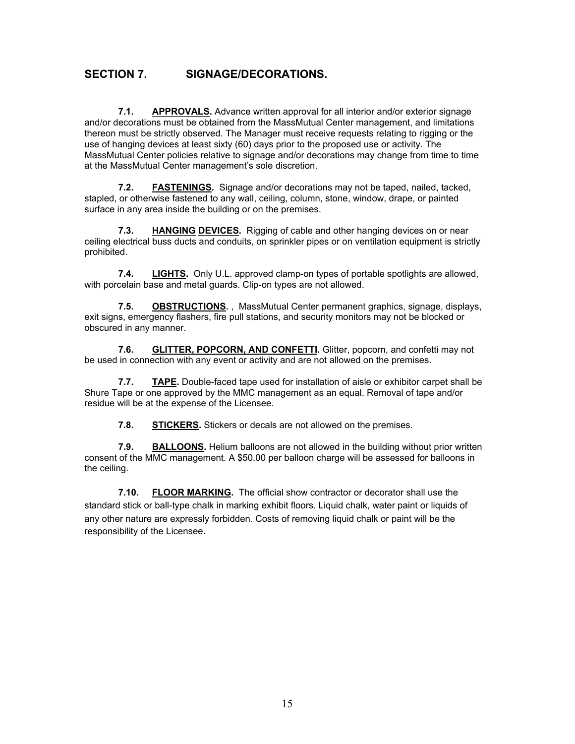## SECTION 7. SIGNAGE/DECORATIONS.

**7.1. <u>APPROVALS</u>.** Advance written approval for all interior and/or exterior signage and/or decorations must be obtained from the MassMutual Center management, and limitations thereon must be strictly observed. The Manager must receive requests relating to rigging or the use of hanging devices at least sixty (60) days prior to the proposed use or activity. The MassMutual Center policies relative to signage and/or decorations may change from time to time at the MassMutual Center management's sole discretion.

**7.2. <u>FASTENINGS</u>.** Signage and/or decorations may not be taped, nailed, tacked, stapled, or otherwise fastened to any wall, ceiling, column, stone, window, drape, or painted surface in any area inside the building or on the premises.

**7.3. <u>HANGING DEVICES</u>.** Rigging of cable and other hanging devices on or near ceiling electrical buss ducts and conduits, on sprinkler pipes or on ventilation equipment is strictly prohibited.

**7.4. <u>LIGHTS</u>.** Only U.L. approved clamp-on types of portable spotlights are allowed, with porcelain base and metal guards. Clip-on types are not allowed.

**7.5. <u>OBSTRUCTIONS</u>.** , MassMutual Center permanent graphics, signage, displays, exit signs, emergency flashers, fire pull stations, and security monitors may not be blocked or obscured in any manner.

**7.6. <u>GLITTER, POPCORN, AND CONFETTI</u>.** Glitter, popcorn, and confetti may not be used in connection with any event or activity and are not allowed on the premises.

**7.7. <u>TAPE</u>.** Double-faced tape used for installation of aisle or exhibitor carpet shall be Shure Tape or one approved by the MMC management as an equal. Removal of tape and/or residue will be at the expense of the Licensee.

**7.8. <u>STICKERS</u>.** Stickers or decals are not allowed on the premises.

**7.9. <u>BALLOONS</u>.** Helium balloons are not allowed in the building without prior written consent of the MMC management. A $50.00 per balloon charge will be assessed for balloons in the ceiling.

**7.10. <u>FLOOR MARKING</u>.** The official show contractor or decorator shall use the standard stick or ball-type chalk in marking exhibit floors. Liquid chalk, water paint or liquids of any other nature are expressly forbidden. Costs of removing liquid chalk or paint will be the responsibility of the Licensee.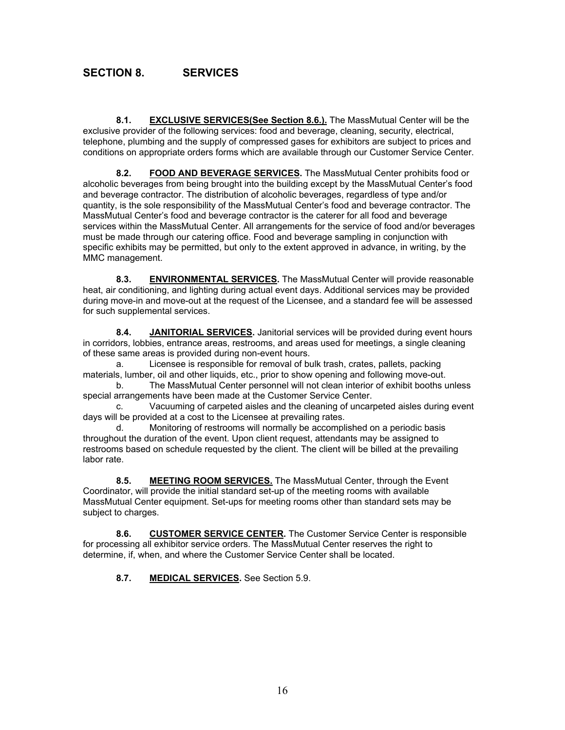## SECTION 8. SERVICES

**8.1. <u>EXCLUSIVE SERVICES(See Section 8.6.).</u>** The MassMutual Center will be the exclusive provider of the following services: food and beverage, cleaning, security, electrical, telephone, plumbing and the supply of compressed gases for exhibitors are subject to prices and conditions on appropriate orders forms which are available through our Customer Service Center.

**8.2. <u>FOOD AND BEVERAGE SERVICES</u>.** The MassMutual Center prohibits food or alcoholic beverages from being brought into the building except by the MassMutual Center's food and beverage contractor. The distribution of alcoholic beverages, regardless of type and/or quantity, is the sole responsibility of the MassMutual Center's food and beverage contractor. The MassMutual Center's food and beverage contractor is the caterer for all food and beverage services within the MassMutual Center. All arrangements for the service of food and/or beverages must be made through our catering office. Food and beverage sampling in conjunction with specific exhibits may be permitted, but only to the extent approved in advance, in writing, by the MMC management.

**8.3. <u>ENVIRONMENTAL SERVICES</u>.** The MassMutual Center will provide reasonable heat, air conditioning, and lighting during actual event days. Additional services may be provided during move-in and move-out at the request of the Licensee, and a standard fee will be assessed for such supplemental services.

**8.4. <u>JANITORIAL SERVICES</u>.** Janitorial services will be provided during event hours in corridors, lobbies, entrance areas, restrooms, and areas used for meetings, a single cleaning of these same areas is provided during non-event hours.

a. Licensee is responsible for removal of bulk trash, crates, pallets, packing materials, lumber, oil and other liquids, etc., prior to show opening and following move-out.

b. The MassMutual Center personnel will not clean interior of exhibit booths unless special arrangements have been made at the Customer Service Center.

c. Vacuuming of carpeted aisles and the cleaning of uncarpeted aisles during event days will be provided at a cost to the Licensee at prevailing rates.

d. Monitoring of restrooms will normally be accomplished on a periodic basis throughout the duration of the event. Upon client request, attendants may be assigned to restrooms based on schedule requested by the client. The client will be billed at the prevailing labor rate.

**8.5. <u>MEETING ROOM SERVICES.</u>** The MassMutual Center, through the Event Coordinator, will provide the initial standard set-up of the meeting rooms with available MassMutual Center equipment. Set-ups for meeting rooms other than standard sets may be subject to charges.

**8.6. <u>CUSTOMER SERVICE CENTER</u>.** The Customer Service Center is responsible for processing all exhibitor service orders. The MassMutual Center reserves the right to determine, if, when, and where the Customer Service Center shall be located.

**8.7. <u>MEDICAL SERVICES</u>.** See Section 5.9.